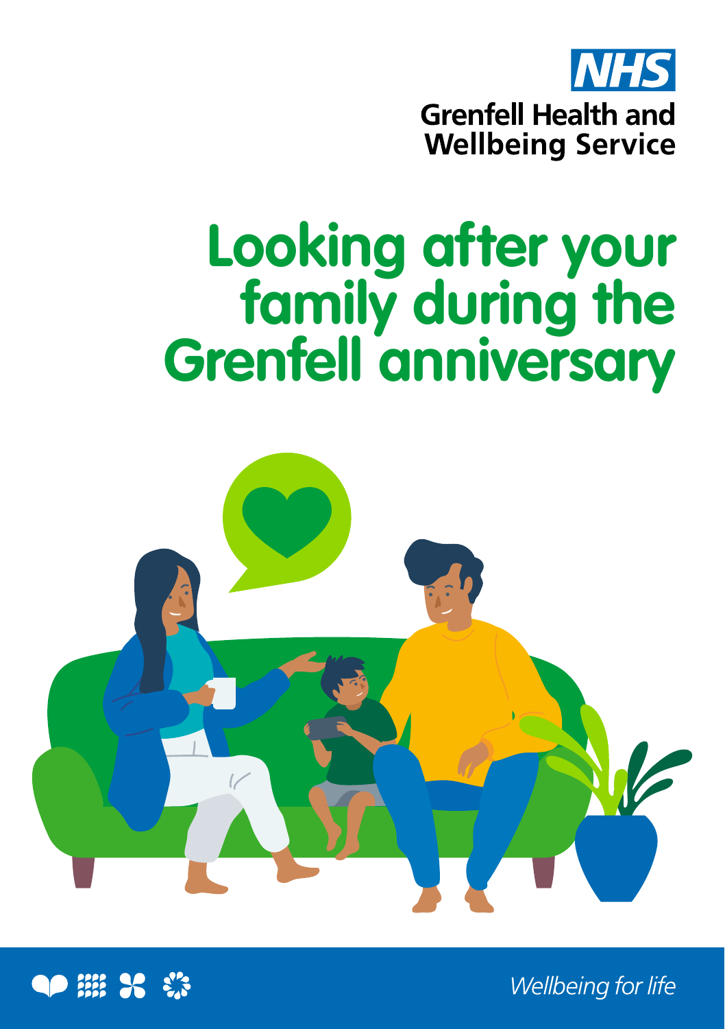NHS

**Grenfell Health and Wellbeing Service**

# Looking after your family during the Grenfell anniversary

*Wellbeing for life*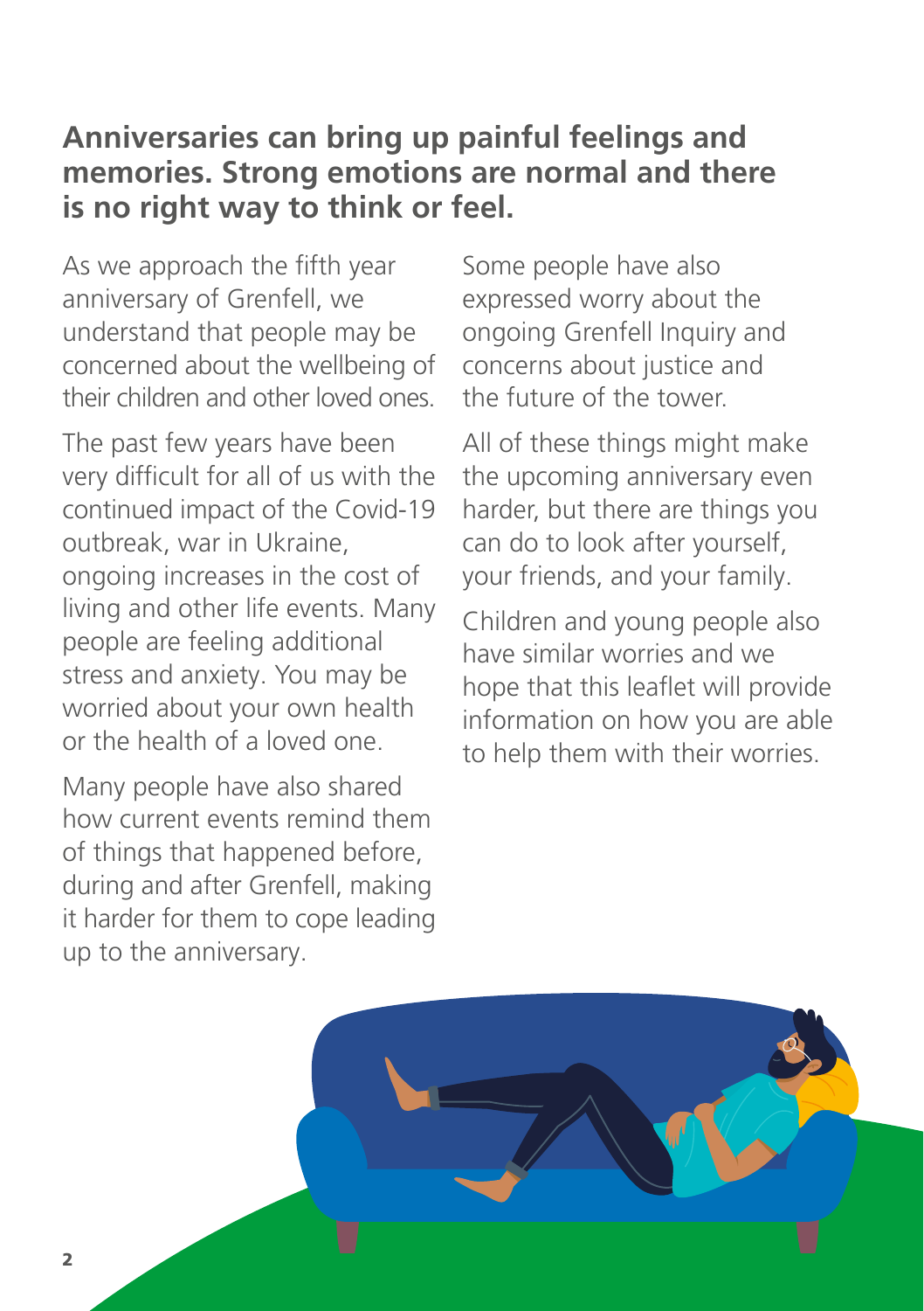## Anniversaries can bring up painful feelings and memories. Strong emotions are normal and there is no right way to think or feel.

As we approach the fifth year anniversary of Grenfell, we understand that people may be concerned about the wellbeing of their children and other loved ones.

The past few years have been very difficult for all of us with the continued impact of the Covid-19 outbreak, war in Ukraine, ongoing increases in the cost of living and other life events. Many people are feeling additional stress and anxiety. You may be worried about your own health or the health of a loved one.

Many people have also shared how current events remind them of things that happened before, during and after Grenfell, making it harder for them to cope leading up to the anniversary.

Some people have also expressed worry about the ongoing Grenfell Inquiry and concerns about justice and the future of the tower.

All of these things might make the upcoming anniversary even harder, but there are things you can do to look after yourself, your friends, and your family.

Children and young people also have similar worries and we hope that this leaflet will provide information on how you are able to help them with their worries.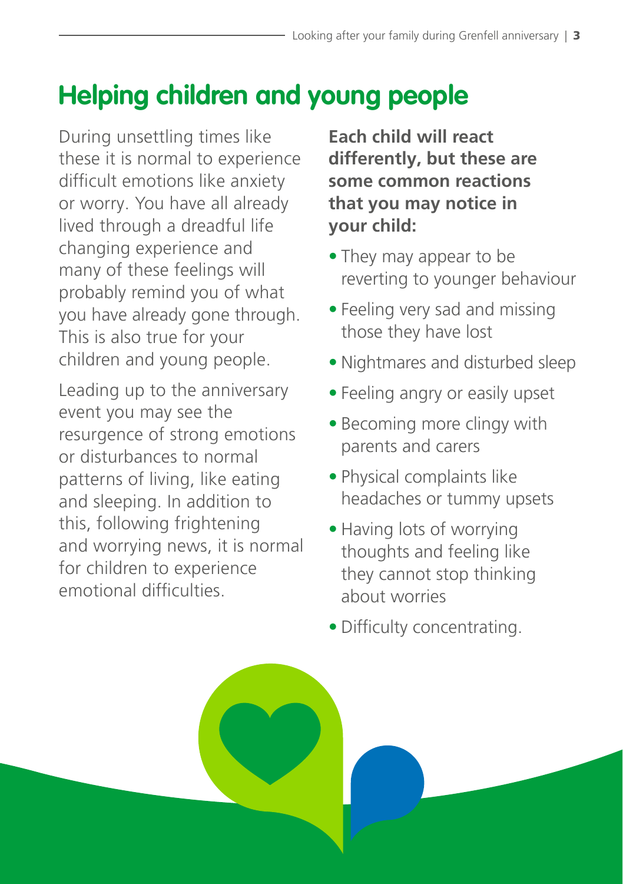## Helping children and young people

During unsettling times like these it is normal to experience difficult emotions like anxiety or worry. You have all already lived through a dreadful life changing experience and many of these feelings will probably remind you of what you have already gone through. This is also true for your children and young people.

Leading up to the anniversary event you may see the resurgence of strong emotions or disturbances to normal patterns of living, like eating and sleeping. In addition to this, following frightening and worrying news, it is normal for children to experience emotional difficulties.

**Each child will react differently, but these are some common reactions that you may notice in your child:**

- They may appear to be reverting to younger behaviour
- Feeling very sad and missing those they have lost
- Nightmares and disturbed sleep
- Feeling angry or easily upset
- Becoming more clingy with parents and carers
- Physical complaints like headaches or tummy upsets
- Having lots of worrying thoughts and feeling like they cannot stop thinking about worries
- Difficulty concentrating.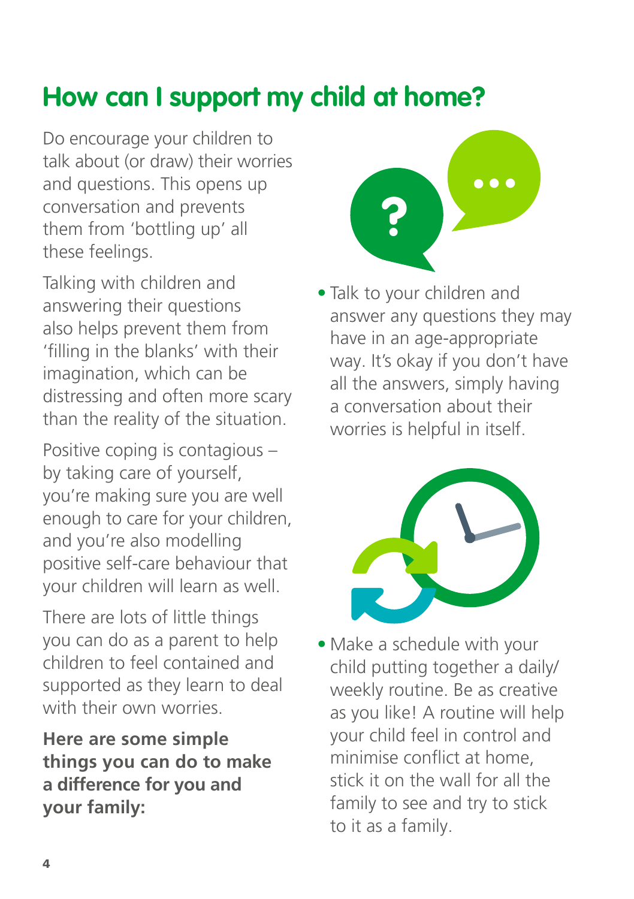# How can I support my child at home?

Do encourage your children to talk about (or draw) their worries and questions. This opens up conversation and prevents them from 'bottling up' all these feelings.

Talking with children and answering their questions also helps prevent them from 'filling in the blanks' with their imagination, which can be distressing and often more scary than the reality of the situation.

Positive coping is contagious – by taking care of yourself, you're making sure you are well enough to care for your children, and you're also modelling positive self-care behaviour that your children will learn as well.

There are lots of little things you can do as a parent to help children to feel contained and supported as they learn to deal with their own worries.

**Here are some simple things you can do to make a difference for you and your family:**

- Talk to your children and answer any questions they may have in an age-appropriate way. It's okay if you don't have all the answers, simply having a conversation about their worries is helpful in itself.

- Make a schedule with your child putting together a daily/weekly routine. Be as creative as you like! A routine will help your child feel in control and minimise conflict at home, stick it on the wall for all the family to see and try to stick to it as a family.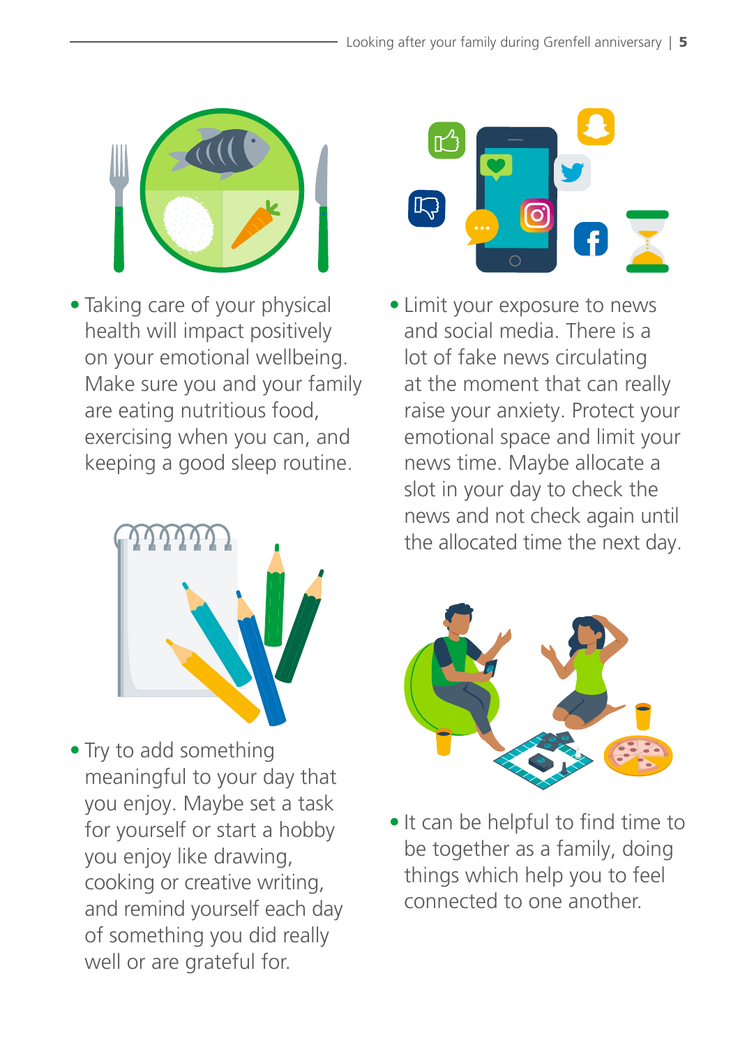- Taking care of your physical health will impact positively on your emotional wellbeing. Make sure you and your family are eating nutritious food, exercising when you can, and keeping a good sleep routine.

- Try to add something meaningful to your day that you enjoy. Maybe set a task for yourself or start a hobby you enjoy like drawing, cooking or creative writing, and remind yourself each day of something you did really well or are grateful for.

- Limit your exposure to news and social media. There is a lot of fake news circulating at the moment that can really raise your anxiety. Protect your emotional space and limit your news time. Maybe allocate a slot in your day to check the news and not check again until the allocated time the next day.

- It can be helpful to find time to be together as a family, doing things which help you to feel connected to one another.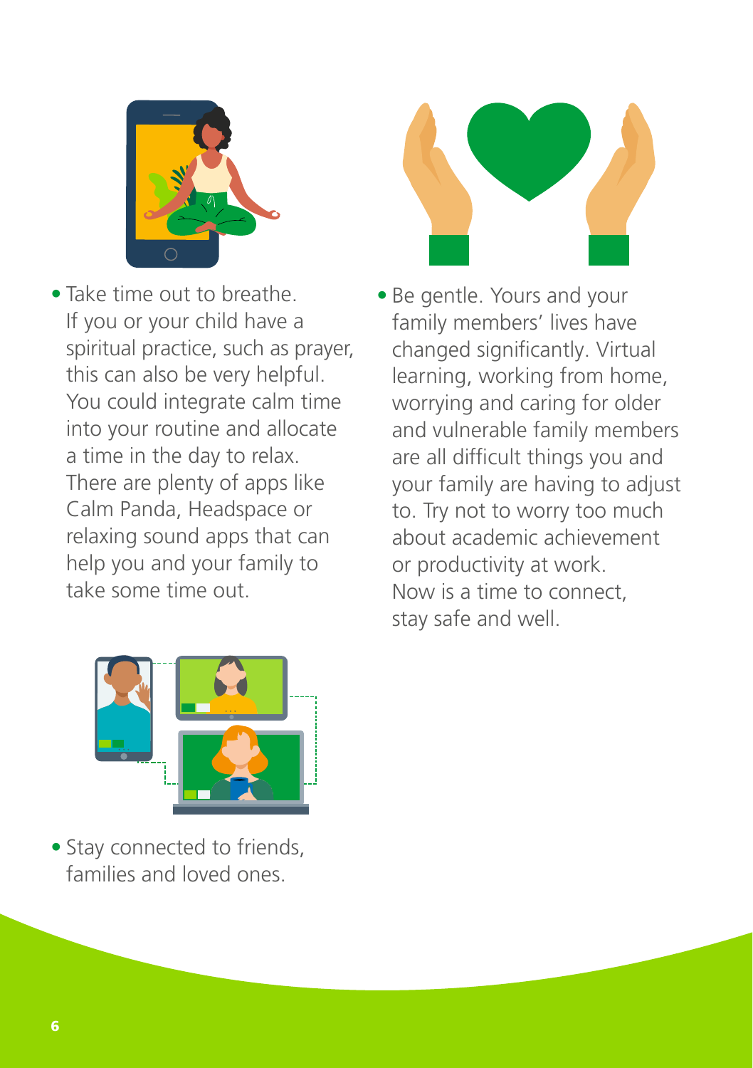- Take time out to breathe. If you or your child have a spiritual practice, such as prayer, this can also be very helpful. You could integrate calm time into your routine and allocate a time in the day to relax. There are plenty of apps like Calm Panda, Headspace or relaxing sound apps that can help you and your family to take some time out.

- Stay connected to friends, families and loved ones.

- Be gentle. Yours and your family members' lives have changed significantly. Virtual learning, working from home, worrying and caring for older and vulnerable family members are all difficult things you and your family are having to adjust to. Try not to worry too much about academic achievement or productivity at work. Now is a time to connect, stay safe and well.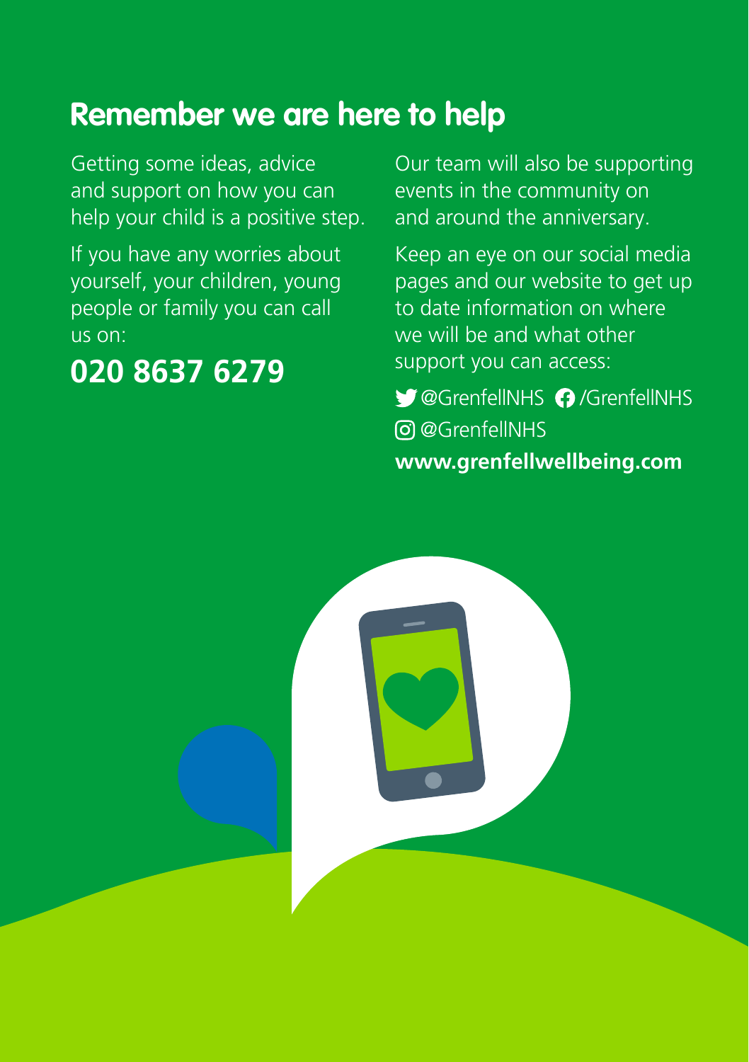## Remember we are here to help

Getting some ideas, advice and support on how you can help your child is a positive step.

If you have any worries about yourself, your children, young people or family you can call us on:

**020 8637 6279**

Our team will also be supporting events in the community on and around the anniversary.

Keep an eye on our social media pages and our website to get up to date information on where we will be and what other support you can access:

@GrenfellNHS /GrenfellNHS

@GrenfellNHS

**www.grenfellwellbeing.com**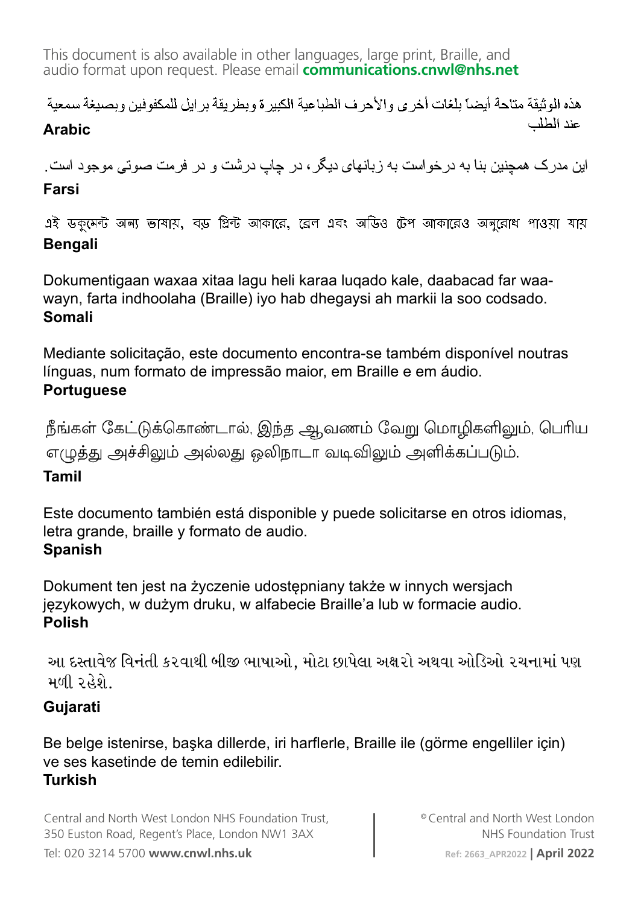This document is also available in other languages, large print, Braille, and audio format upon request. Please email **communications.cnwl@nhs.net**

هذه الوثيقة متاحة أيضاً بلغات أخرى والأحرف الطباعية الكبيرة وبطريقة برايل للمكفوفين وبصيغة سمعية عند الطلب

**Arabic**

این مدرک همچنین بنا به درخواست به زبانهای دیگر، در چاپ درشت و در فرمت صوتی موجود است.

**Farsi**

এই ডকুমেন্ট অন্য ভাষায়, বড় প্রিন্ট আকারে, ব্রেল এবং অডিও টেপ আকারেও অনুরোধ পাওয়া যায়

**Bengali**

Dokumentigaan waxaa xitaa lagu heli karaa luqado kale, daabacad far waa-wayn, farta indhoolaha (Braille) iyo hab dhegaysi ah markii la soo codsado.

**Somali**

Mediante solicitação, este documento encontra-se também disponível noutras línguas, num formato de impressão maior, em Braille e em áudio.

**Portuguese**

நீங்கள் கேட்டுக்கொண்டால், இந்த ஆவணம் வேறு மொழிகளிலும், பெரிய எழுத்து அச்சிலும் அல்லது ஒலிநாடா வடிவிலும் அளிக்கப்படும்.

**Tamil**

Este documento también está disponible y puede solicitarse en otros idiomas, letra grande, braille y formato de audio.

**Spanish**

Dokument ten jest na życzenie udostępniany także w innych wersjach językowych, w dużym druku, w alfabecie Braille'a lub w formacie audio.

**Polish**

આ દસ્તાવેજ વિનંતી કરવાથી બીજી ભાષાઓ, મોટા છાપેલા અક્ષરો અથવા ઓડિઓ રચનામાં પણ મળી રહેશે.

**Gujarati**

Be belge istenirse, başka dillerde, iri harflerle, Braille ile (görme engelliler için) ve ses kasetinde de temin edilebilir.

**Turkish**

Central and North West London NHS Foundation Trust,
350 Euston Road, Regent's Place, London NW1 3AX
Tel: 020 3214 5700 **www.cnwl.nhs.uk**

© Central and North West London NHS Foundation Trust
Ref: 2663_APR2022 | **April 2022**